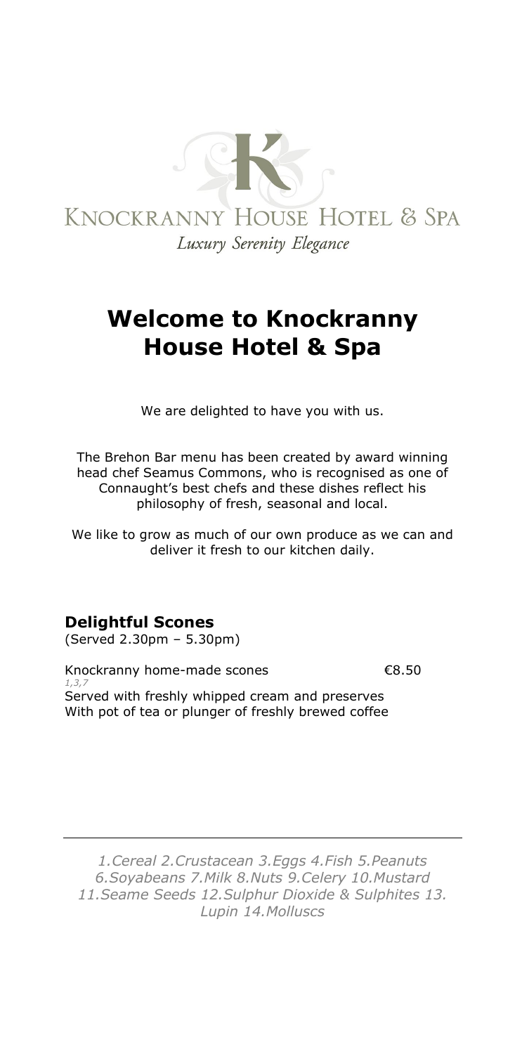KNOCKRANNY HOUSE HOTEL & SPA

*Luxury Serenity Elegance*

# Welcome to Knockranny House Hotel & Spa

We are delighted to have you with us.

The Brehon Bar menu has been created by award winning head chef Seamus Commons, who is recognised as one of Connaught's best chefs and these dishes reflect his philosophy of fresh, seasonal and local.

We like to grow as much of our own produce as we can and deliver it fresh to our kitchen daily.

## Delightful Scones

(Served 2.30pm – 5.30pm)

Knockranny home-made scones €8.50

*1,3,7*

Served with freshly whipped cream and preserves
With pot of tea or plunger of freshly brewed coffee

---

*1.Cereal 2.Crustacean 3.Eggs 4.Fish 5.Peanuts 6.Soyabeans 7.Milk 8.Nuts 9.Celery 10.Mustard 11.Seame Seeds 12.Sulphur Dioxide & Sulphites 13. Lupin 14.Molluscs*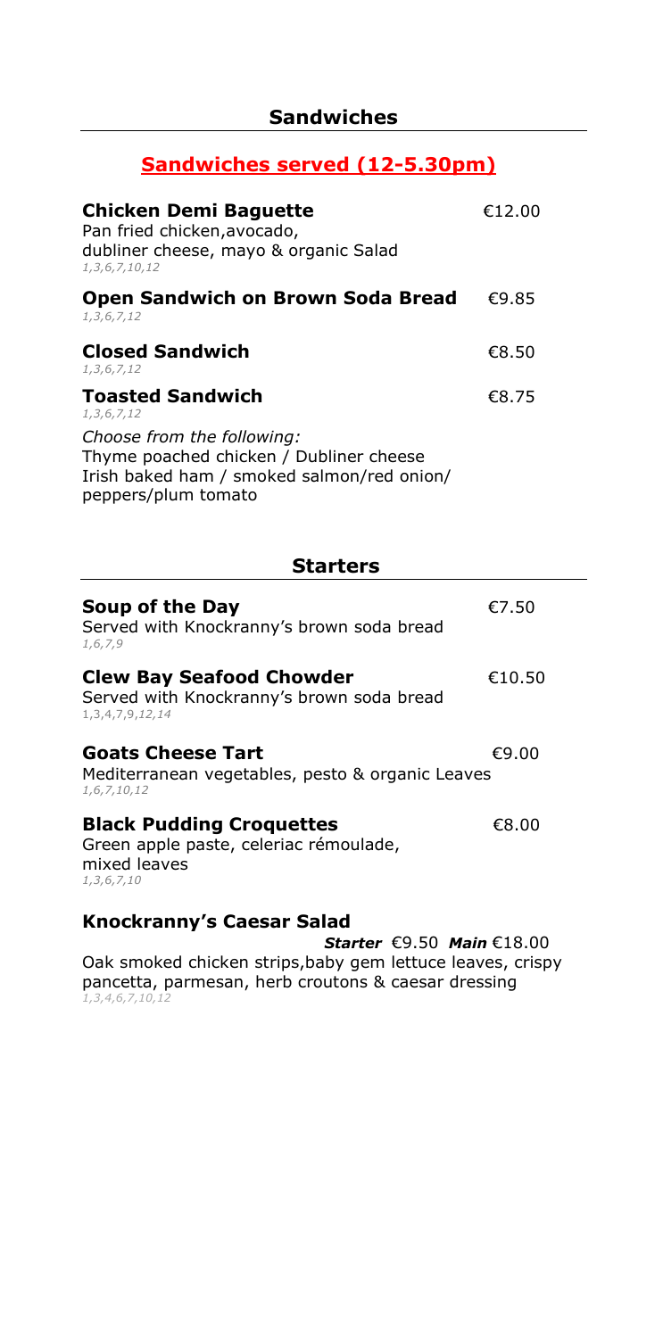## Sandwiches

**Sandwiches served (12-5.30pm)**

**Chicken Demi Baguette** €12.00
Pan fried chicken,avocado,
dubliner cheese, mayo & organic Salad
*1,3,6,7,10,12*

**Open Sandwich on Brown Soda Bread** €9.85
*1,3,6,7,12*

**Closed Sandwich** €8.50
*1,3,6,7,12*

**Toasted Sandwich** €8.75
*1,3,6,7,12*

*Choose from the following:*
Thyme poached chicken / Dubliner cheese
Irish baked ham / smoked salmon/red onion/
peppers/plum tomato

## Starters

**Soup of the Day** €7.50
Served with Knockranny's brown soda bread
*1,6,7,9*

**Clew Bay Seafood Chowder** €10.50
Served with Knockranny's brown soda bread
1,3,4,7,9,*12,14*

**Goats Cheese Tart** €9.00
Mediterranean vegetables, pesto & organic Leaves
*1,6,7,10,12*

**Black Pudding Croquettes** €8.00
Green apple paste, celeriac rémoulade,
mixed leaves
*1,3,6,7,10*

**Knockranny's Caesar Salad**
***Starter*** €9.50 ***Main*** €18.00
Oak smoked chicken strips,baby gem lettuce leaves, crispy pancetta, parmesan, herb croutons & caesar dressing
*1,3,4,6,7,10,12*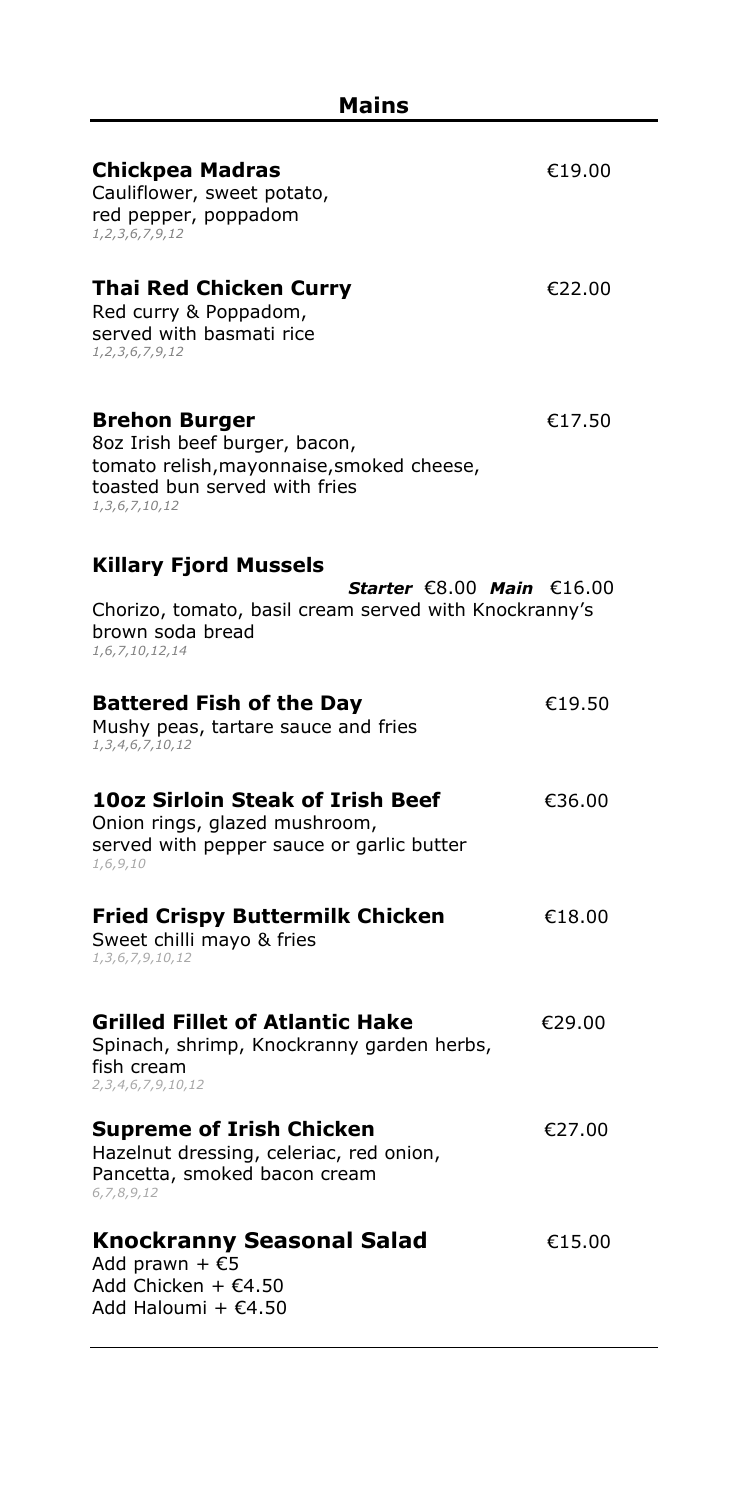## Mains

**Chickpea Madras** €19.00
Cauliflower, sweet potato,
red pepper, poppadom
*1,2,3,6,7,9,12*

**Thai Red Chicken Curry** €22.00
Red curry & Poppadom,
served with basmati rice
*1,2,3,6,7,9,12*

**Brehon Burger** €17.50
8oz Irish beef burger, bacon,
tomato relish,mayonnaise,smoked cheese,
toasted bun served with fries
*1,3,6,7,10,12*

**Killary Fjord Mussels**
***Starter*** €8.00 ***Main*** €16.00
Chorizo, tomato, basil cream served with Knockranny's
brown soda bread
*1,6,7,10,12,14*

**Battered Fish of the Day** €19.50
Mushy peas, tartare sauce and fries
*1,3,4,6,7,10,12*

**10oz Sirloin Steak of Irish Beef** €36.00
Onion rings, glazed mushroom,
served with pepper sauce or garlic butter
*1,6,9,10*

**Fried Crispy Buttermilk Chicken** €18.00
Sweet chilli mayo & fries
*1,3,6,7,9,10,12*

**Grilled Fillet of Atlantic Hake** €29.00
Spinach, shrimp, Knockranny garden herbs,
fish cream
*2,3,4,6,7,9,10,12*

**Supreme of Irish Chicken** €27.00
Hazelnut dressing, celeriac, red onion,
Pancetta, smoked bacon cream
*6,7,8,9,12*

**Knockranny Seasonal Salad** €15.00
Add prawn + €5
Add Chicken + €4.50
Add Haloumi + €4.50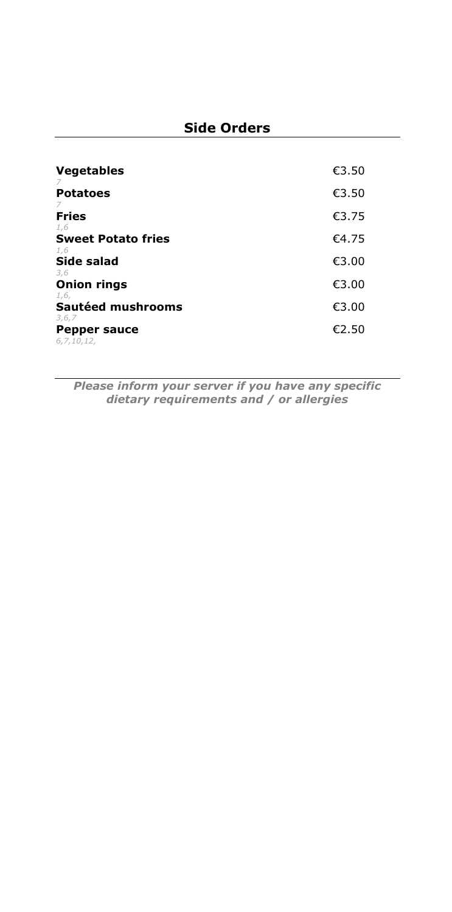## Side Orders

**Vegetables** €3.50
*7*

**Potatoes** €3.50
*7*

**Fries** €3.75
*1,6*

**Sweet Potato fries** €4.75
*1,6*

**Side salad** €3.00
*3,6*

**Onion rings** €3.00
*1,6,*

**Sautéed mushrooms** €3.00
*3,6,7*

**Pepper sauce** €2.50
*6,7,10,12,*

---

***Please inform your server if you have any specific dietary requirements and / or allergies***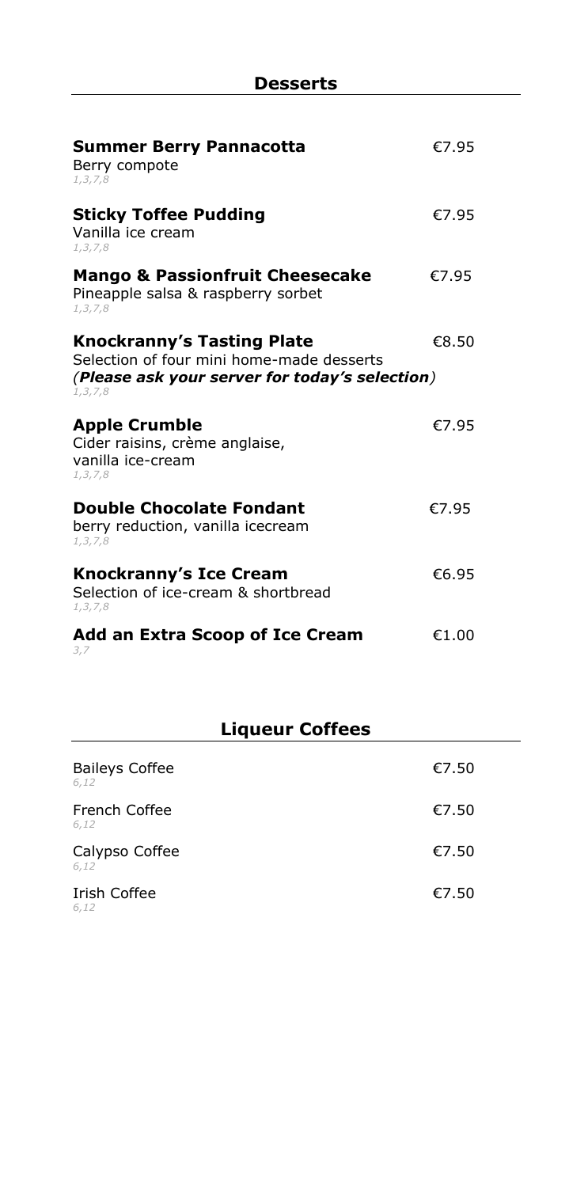## Desserts

**Summer Berry Pannacotta** €7.95
Berry compote
*1,3,7,8*

**Sticky Toffee Pudding** €7.95
Vanilla ice cream
*1,3,7,8*

**Mango & Passionfruit Cheesecake** €7.95
Pineapple salsa & raspberry sorbet
*1,3,7,8*

**Knockranny's Tasting Plate** €8.50
Selection of four mini home-made desserts
(***Please ask your server for today's selection***)
*1,3,7,8*

**Apple Crumble** €7.95
Cider raisins, crème anglaise,
vanilla ice-cream
*1,3,7,8*

**Double Chocolate Fondant** €7.95
berry reduction, vanilla icecream
*1,3,7,8*

**Knockranny's Ice Cream** €6.95
Selection of ice-cream & shortbread
*1,3,7,8*

**Add an Extra Scoop of Ice Cream** €1.00
*3,7*

## Liqueur Coffees

Baileys Coffee €7.50
*6,12*

French Coffee €7.50
*6,12*

Calypso Coffee €7.50
*6,12*

Irish Coffee €7.50
*6,12*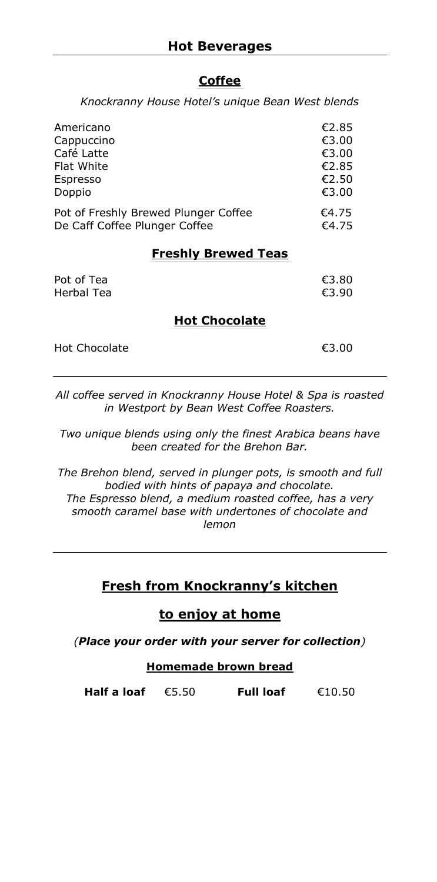# Hot Beverages

## Coffee

*Knockranny House Hotel's unique Bean West blends*

| Item | Price |
| --- | --- |
| Americano | €2.85 |
| Cappuccino | €3.00 |
| Café Latte | €3.00 |
| Flat White | €2.85 |
| Espresso | €2.50 |
| Doppio | €3.00 |
| Pot of Freshly Brewed Plunger Coffee | €4.75 |
| De Caff Coffee Plunger Coffee | €4.75 |

## Freshly Brewed Teas

| Item | Price |
| --- | --- |
| Pot of Tea | €3.80 |
| Herbal Tea | €3.90 |

## Hot Chocolate

| Item | Price |
| --- | --- |
| Hot Chocolate | €3.00 |

---

*All coffee served in Knockranny House Hotel & Spa is roasted in Westport by Bean West Coffee Roasters.*

*Two unique blends using only the finest Arabica beans have been created for the Brehon Bar.*

*The Brehon blend, served in plunger pots, is smooth and full bodied with hints of papaya and chocolate.*
*The Espresso blend, a medium roasted coffee, has a very smooth caramel base with undertones of chocolate and lemon*

---

## Fresh from Knockranny's kitchen

## to enjoy at home

*(**Place your order with your server for collection**)*

### Homemade brown bread

**Half a loaf** €5.50 **Full loaf** €10.50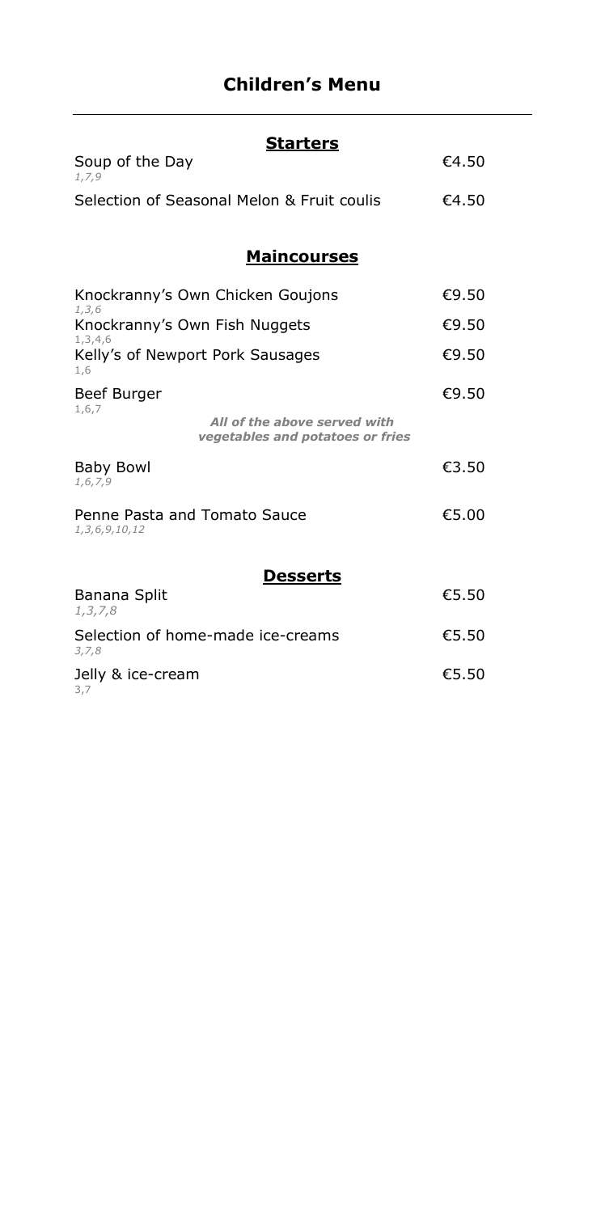# Children's Menu

## Starters

Soup of the Day — €4.50
*1,7,9*

Selection of Seasonal Melon & Fruit coulis — €4.50

## Maincourses

Knockranny's Own Chicken Goujons — €9.50
*1,3,6*

Knockranny's Own Fish Nuggets — €9.50
1,3,4,6

Kelly's of Newport Pork Sausages — €9.50
1,6

Beef Burger — €9.50
1,6,7

***All of the above served with vegetables and potatoes or fries***

Baby Bowl — €3.50
*1,6,7,9*

Penne Pasta and Tomato Sauce — €5.00
*1,3,6,9,10,12*

## Desserts

Banana Split — €5.50
*1,3,7,8*

Selection of home-made ice-creams — €5.50
*3,7,8*

Jelly & ice-cream — €5.50
3,7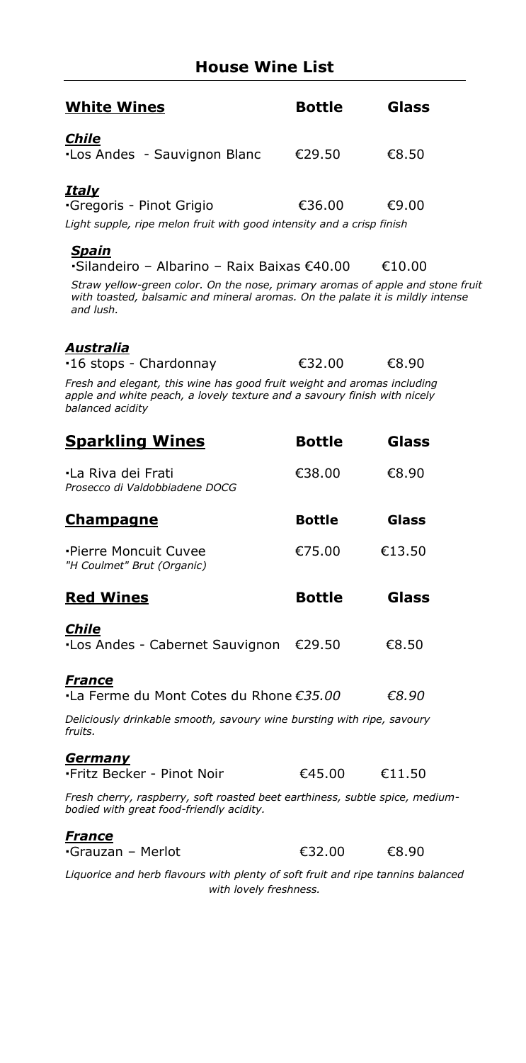# House Wine List

| White Wines | Bottle | Glass |
| --- | --- | --- |
| ***Chile*** | | |
| ·Los Andes - Sauvignon Blanc | €29.50 | €8.50 |
| ***Italy*** | | |
| ·Gregoris - Pinot Grigio | €36.00 | €9.00 |

*Light supple, ripe melon fruit with good intensity and a crisp finish*

| | | |
| --- | --- | --- |
| ***Spain*** | | |
| ·Silandeiro – Albarino – Raix Baixas | €40.00 | €10.00 |

*Straw yellow-green color. On the nose, primary aromas of apple and stone fruit with toasted, balsamic and mineral aromas. On the palate it is mildly intense and lush.*

| | | |
| --- | --- | --- |
| ***Australia*** | | |
| ·16 stops - Chardonnay | €32.00 | €8.90 |

*Fresh and elegant, this wine has good fruit weight and aromas including apple and white peach, a lovely texture and a savoury finish with nicely balanced acidity*

| Sparkling Wines | Bottle | Glass |
| --- | --- | --- |
| ·La Riva dei Frati<br>*Prosecco di Valdobbiadene DOCG* | €38.00 | €8.90 |

| Champagne | Bottle | Glass |
| --- | --- | --- |
| ·Pierre Moncuit Cuvee<br>*"H Coulmet" Brut (Organic)* | €75.00 | €13.50 |

| Red Wines | Bottle | Glass |
| --- | --- | --- |
| ***Chile*** | | |
| ·Los Andes - Cabernet Sauvignon | €29.50 | €8.50 |
| ***France*** | | |
| ·La Ferme du Mont Cotes du Rhone | *€35.00* | *€8.90* |

*Deliciously drinkable smooth, savoury wine bursting with ripe, savoury fruits.*

| | | |
| --- | --- | --- |
| ***Germany*** | | |
| ·Fritz Becker - Pinot Noir | €45.00 | €11.50 |

*Fresh cherry, raspberry, soft roasted beet earthiness, subtle spice, medium-bodied with great food-friendly acidity.*

| | | |
| --- | --- | --- |
| ***France*** | | |
| ·Grauzan – Merlot | €32.00 | €8.90 |

*Liquorice and herb flavours with plenty of soft fruit and ripe tannins balanced with lovely freshness.*